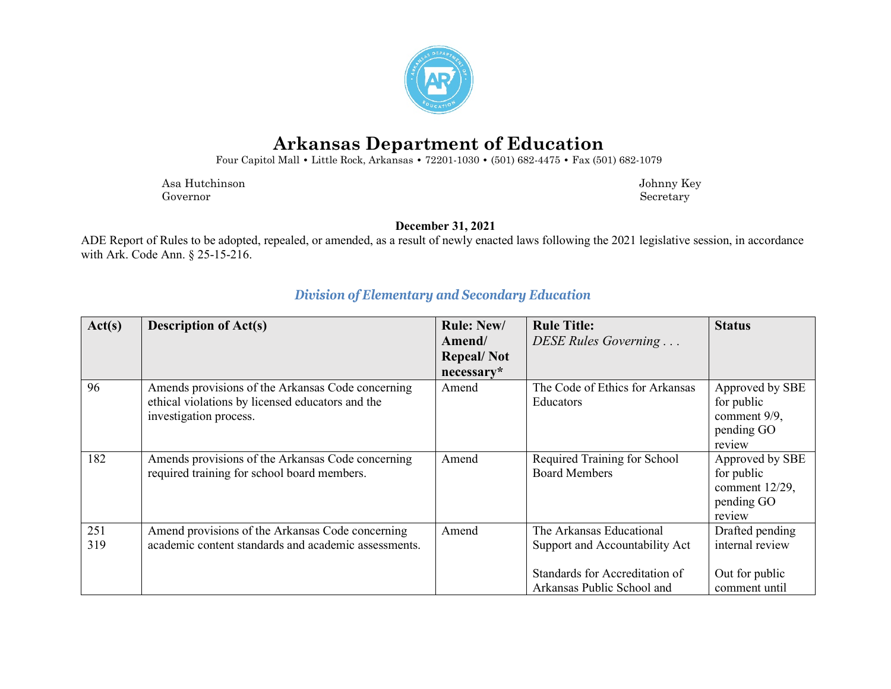# Arkansas Department of Education

Four Capitol Mall • Little Rock, Arkansas • 72201-1030 • (501) 682-4475 • Fax (501) 682-1079

Asa Hutchinson
Governor

Johnny Key
Secretary

**December 31, 2021**

ADE Report of Rules to be adopted, repealed, or amended, as a result of newly enacted laws following the 2021 legislative session, in accordance with Ark. Code Ann. § 25-15-216.

## *Division of Elementary and Secondary Education*

| Act(s) | Description of Act(s) | Rule: New/ Amend/ Repeal/ Not necessary* | Rule Title: *DESE Rules Governing . . .* | Status |
|---|---|---|---|---|
| 96 | Amends provisions of the Arkansas Code concerning ethical violations by licensed educators and the investigation process. | Amend | The Code of Ethics for Arkansas Educators | Approved by SBE for public comment 9/9, pending GO review |
| 182 | Amends provisions of the Arkansas Code concerning required training for school board members. | Amend | Required Training for School Board Members | Approved by SBE for public comment 12/29, pending GO review |
| 251<br>319 | Amend provisions of the Arkansas Code concerning academic content standards and academic assessments. | Amend | The Arkansas Educational Support and Accountability Act<br><br>Standards for Accreditation of Arkansas Public School and | Drafted pending internal review<br><br>Out for public comment until |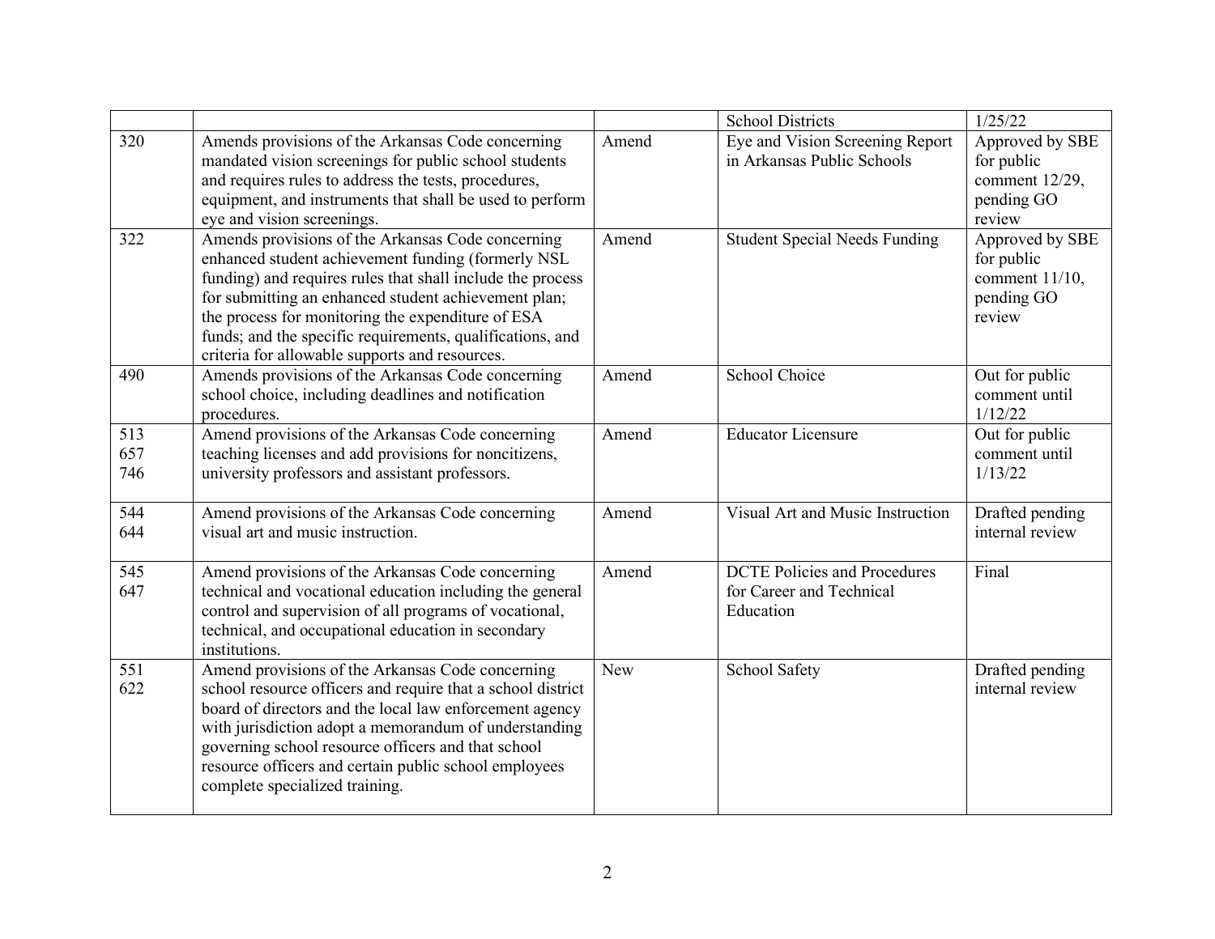| | | | | |
|---|---|---|---|---|
| | | | School Districts | 1/25/22 |
| 320 | Amends provisions of the Arkansas Code concerning mandated vision screenings for public school students and requires rules to address the tests, procedures, equipment, and instruments that shall be used to perform eye and vision screenings. | Amend | Eye and Vision Screening Report in Arkansas Public Schools | Approved by SBE for public comment 12/29, pending GO review |
| 322 | Amends provisions of the Arkansas Code concerning enhanced student achievement funding (formerly NSL funding) and requires rules that shall include the process for submitting an enhanced student achievement plan; the process for monitoring the expenditure of ESA funds; and the specific requirements, qualifications, and criteria for allowable supports and resources. | Amend | Student Special Needs Funding | Approved by SBE for public comment 11/10, pending GO review |
| 490 | Amends provisions of the Arkansas Code concerning school choice, including deadlines and notification procedures. | Amend | School Choice | Out for public comment until 1/12/22 |
| 513<br>657<br>746 | Amend provisions of the Arkansas Code concerning teaching licenses and add provisions for noncitizens, university professors and assistant professors. | Amend | Educator Licensure | Out for public comment until 1/13/22 |
| 544<br>644 | Amend provisions of the Arkansas Code concerning visual art and music instruction. | Amend | Visual Art and Music Instruction | Drafted pending internal review |
| 545<br>647 | Amend provisions of the Arkansas Code concerning technical and vocational education including the general control and supervision of all programs of vocational, technical, and occupational education in secondary institutions. | Amend | DCTE Policies and Procedures for Career and Technical Education | Final |
| 551<br>622 | Amend provisions of the Arkansas Code concerning school resource officers and require that a school district board of directors and the local law enforcement agency with jurisdiction adopt a memorandum of understanding governing school resource officers and that school resource officers and certain public school employees complete specialized training. | New | School Safety | Drafted pending internal review |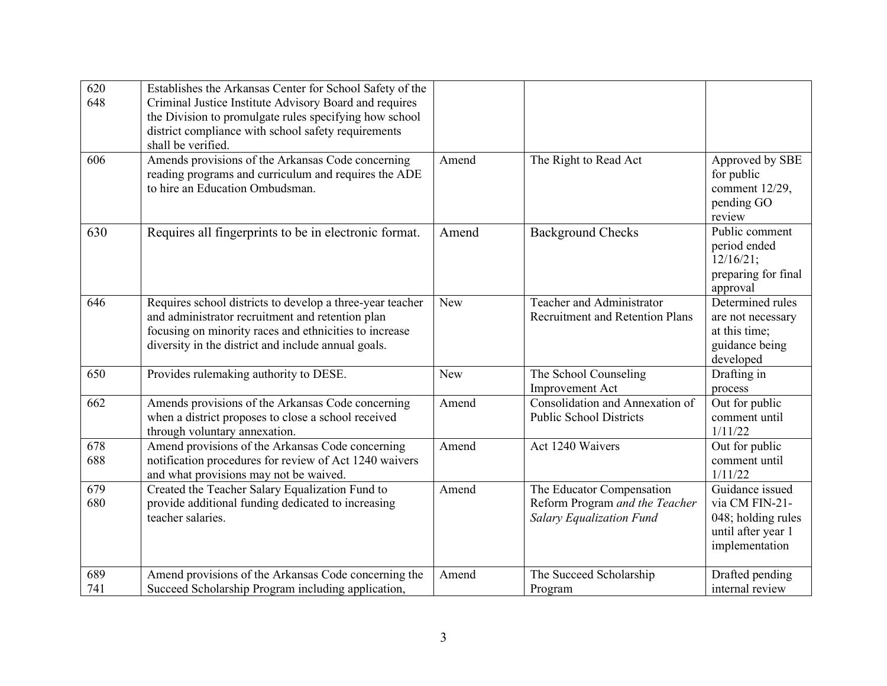| | | | | |
|---|---|---|---|---|
| 620<br>648 | Establishes the Arkansas Center for School Safety of the Criminal Justice Institute Advisory Board and requires the Division to promulgate rules specifying how school district compliance with school safety requirements shall be verified. | | | |
| 606 | Amends provisions of the Arkansas Code concerning reading programs and curriculum and requires the ADE to hire an Education Ombudsman. | Amend | The Right to Read Act | Approved by SBE for public comment 12/29, pending GO review |
| 630 | Requires all fingerprints to be in electronic format. | Amend | Background Checks | Public comment period ended 12/16/21; preparing for final approval |
| 646 | Requires school districts to develop a three-year teacher and administrator recruitment and retention plan focusing on minority races and ethnicities to increase diversity in the district and include annual goals. | New | Teacher and Administrator Recruitment and Retention Plans | Determined rules are not necessary at this time; guidance being developed |
| 650 | Provides rulemaking authority to DESE. | New | The School Counseling Improvement Act | Drafting in process |
| 662 | Amends provisions of the Arkansas Code concerning when a district proposes to close a school received through voluntary annexation. | Amend | Consolidation and Annexation of Public School Districts | Out for public comment until 1/11/22 |
| 678<br>688 | Amend provisions of the Arkansas Code concerning notification procedures for review of Act 1240 waivers and what provisions may not be waived. | Amend | Act 1240 Waivers | Out for public comment until 1/11/22 |
| 679<br>680 | Created the Teacher Salary Equalization Fund to provide additional funding dedicated to increasing teacher salaries. | Amend | The Educator Compensation Reform Program *and the Teacher Salary Equalization Fund* | Guidance issued via CM FIN-21-048; holding rules until after year 1 implementation |
| 689<br>741 | Amend provisions of the Arkansas Code concerning the Succeed Scholarship Program including application, | Amend | The Succeed Scholarship Program | Drafted pending internal review |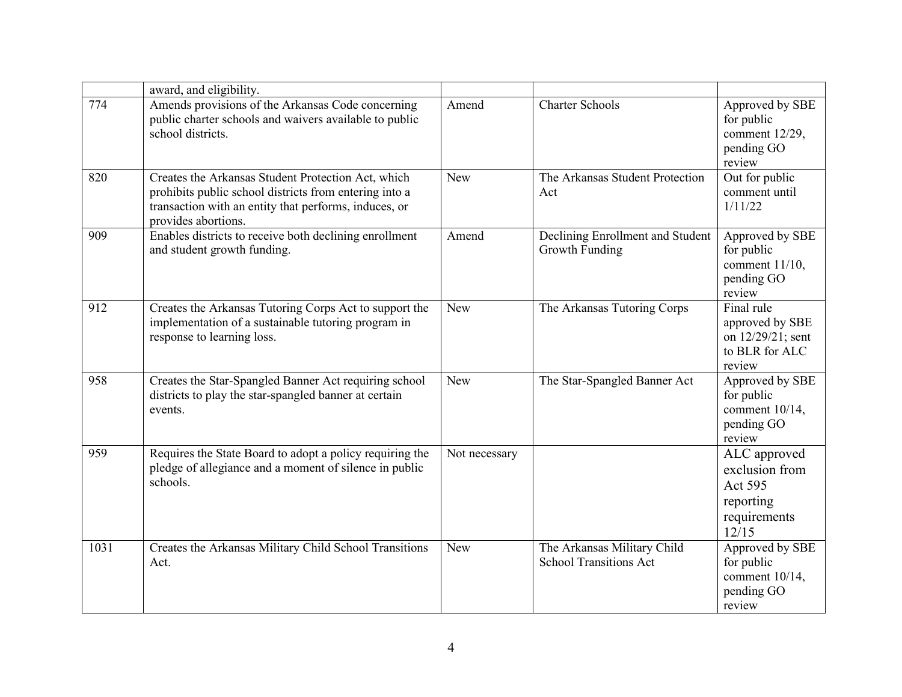|  |  |  |  |  |
|---|---|---|---|---|
|  | award, and eligibility. |  |  |  |
| 774 | Amends provisions of the Arkansas Code concerning public charter schools and waivers available to public school districts. | Amend | Charter Schools | Approved by SBE for public comment 12/29, pending GO review |
| 820 | Creates the Arkansas Student Protection Act, which prohibits public school districts from entering into a transaction with an entity that performs, induces, or provides abortions. | New | The Arkansas Student Protection Act | Out for public comment until 1/11/22 |
| 909 | Enables districts to receive both declining enrollment and student growth funding. | Amend | Declining Enrollment and Student Growth Funding | Approved by SBE for public comment 11/10, pending GO review |
| 912 | Creates the Arkansas Tutoring Corps Act to support the implementation of a sustainable tutoring program in response to learning loss. | New | The Arkansas Tutoring Corps | Final rule approved by SBE on 12/29/21; sent to BLR for ALC review |
| 958 | Creates the Star-Spangled Banner Act requiring school districts to play the star-spangled banner at certain events. | New | The Star-Spangled Banner Act | Approved by SBE for public comment 10/14, pending GO review |
| 959 | Requires the State Board to adopt a policy requiring the pledge of allegiance and a moment of silence in public schools. | Not necessary |  | ALC approved exclusion from Act 595 reporting requirements 12/15 |
| 1031 | Creates the Arkansas Military Child School Transitions Act. | New | The Arkansas Military Child School Transitions Act | Approved by SBE for public comment 10/14, pending GO review |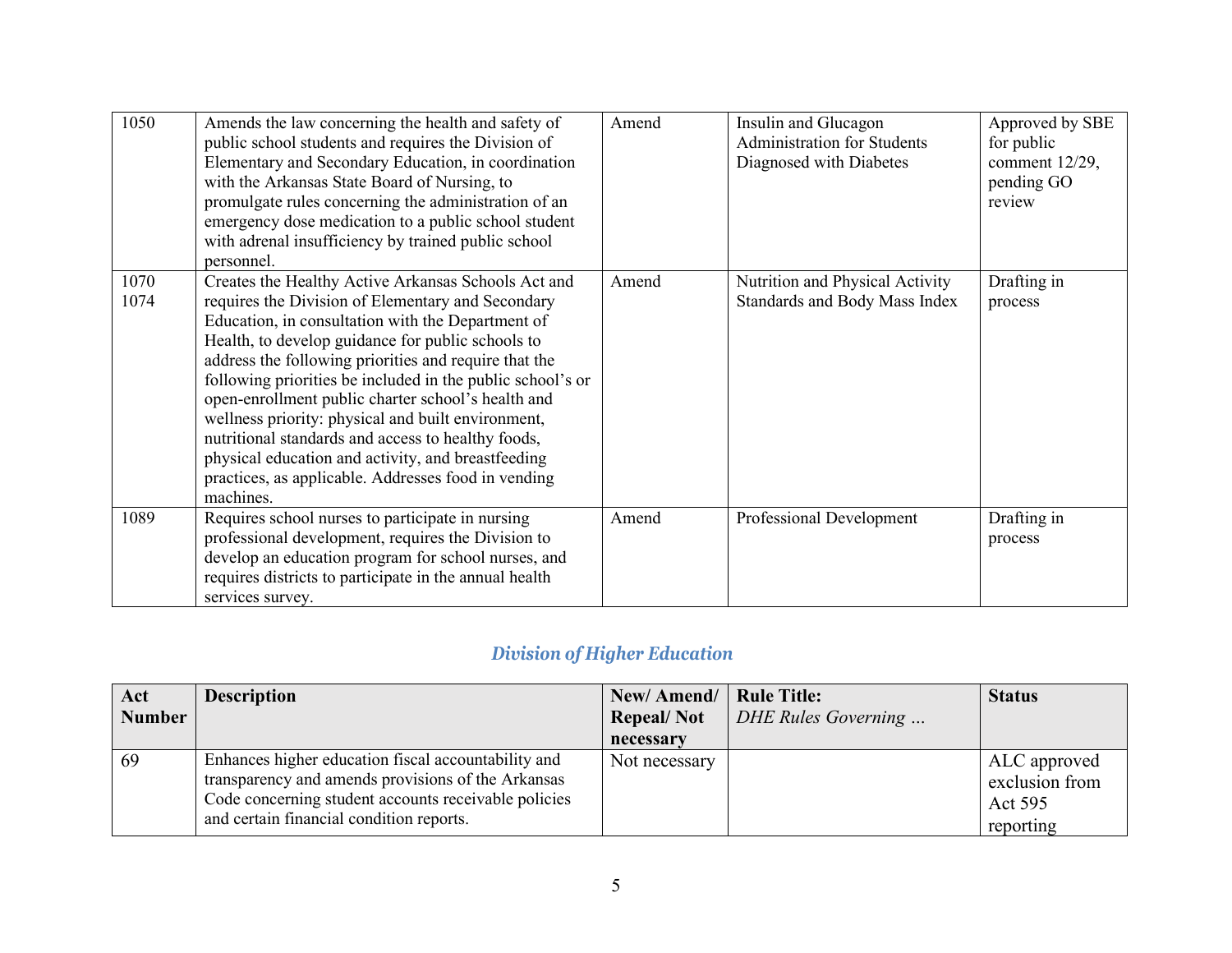| | | | | |
|---|---|---|---|---|
| 1050 | Amends the law concerning the health and safety of public school students and requires the Division of Elementary and Secondary Education, in coordination with the Arkansas State Board of Nursing, to promulgate rules concerning the administration of an emergency dose medication to a public school student with adrenal insufficiency by trained public school personnel. | Amend | Insulin and Glucagon Administration for Students Diagnosed with Diabetes | Approved by SBE for public comment 12/29, pending GO review |
| 1070<br>1074 | Creates the Healthy Active Arkansas Schools Act and requires the Division of Elementary and Secondary Education, in consultation with the Department of Health, to develop guidance for public schools to address the following priorities and require that the following priorities be included in the public school's or open-enrollment public charter school's health and wellness priority: physical and built environment, nutritional standards and access to healthy foods, physical education and activity, and breastfeeding practices, as applicable. Addresses food in vending machines. | Amend | Nutrition and Physical Activity Standards and Body Mass Index | Drafting in process |
| 1089 | Requires school nurses to participate in nursing professional development, requires the Division to develop an education program for school nurses, and requires districts to participate in the annual health services survey. | Amend | Professional Development | Drafting in process |

## *Division of Higher Education*

| Act Number | Description | New/ Amend/ Repeal/ Not necessary | Rule Title: *DHE Rules Governing …* | Status |
|---|---|---|---|---|
| 69 | Enhances higher education fiscal accountability and transparency and amends provisions of the Arkansas Code concerning student accounts receivable policies and certain financial condition reports. | Not necessary | | ALC approved exclusion from Act 595 reporting |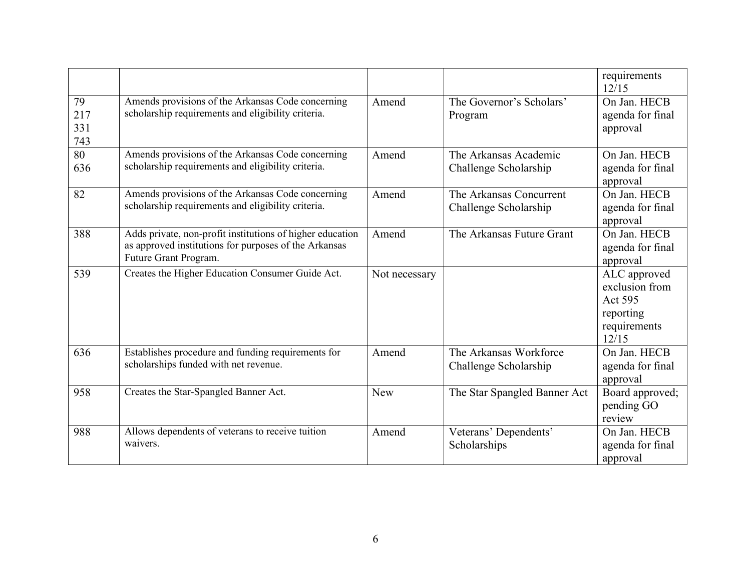| | | | | |
|---|---|---|---|---|
| | | | | requirements 12/15 |
| 79<br>217<br>331<br>743 | Amends provisions of the Arkansas Code concerning scholarship requirements and eligibility criteria. | Amend | The Governor's Scholars' Program | On Jan. HECB agenda for final approval |
| 80<br>636 | Amends provisions of the Arkansas Code concerning scholarship requirements and eligibility criteria. | Amend | The Arkansas Academic Challenge Scholarship | On Jan. HECB agenda for final approval |
| 82 | Amends provisions of the Arkansas Code concerning scholarship requirements and eligibility criteria. | Amend | The Arkansas Concurrent Challenge Scholarship | On Jan. HECB agenda for final approval |
| 388 | Adds private, non-profit institutions of higher education as approved institutions for purposes of the Arkansas Future Grant Program. | Amend | The Arkansas Future Grant | On Jan. HECB agenda for final approval |
| 539 | Creates the Higher Education Consumer Guide Act. | Not necessary | | ALC approved exclusion from Act 595 reporting requirements 12/15 |
| 636 | Establishes procedure and funding requirements for scholarships funded with net revenue. | Amend | The Arkansas Workforce Challenge Scholarship | On Jan. HECB agenda for final approval |
| 958 | Creates the Star-Spangled Banner Act. | New | The Star Spangled Banner Act | Board approved; pending GO review |
| 988 | Allows dependents of veterans to receive tuition waivers. | Amend | Veterans' Dependents' Scholarships | On Jan. HECB agenda for final approval |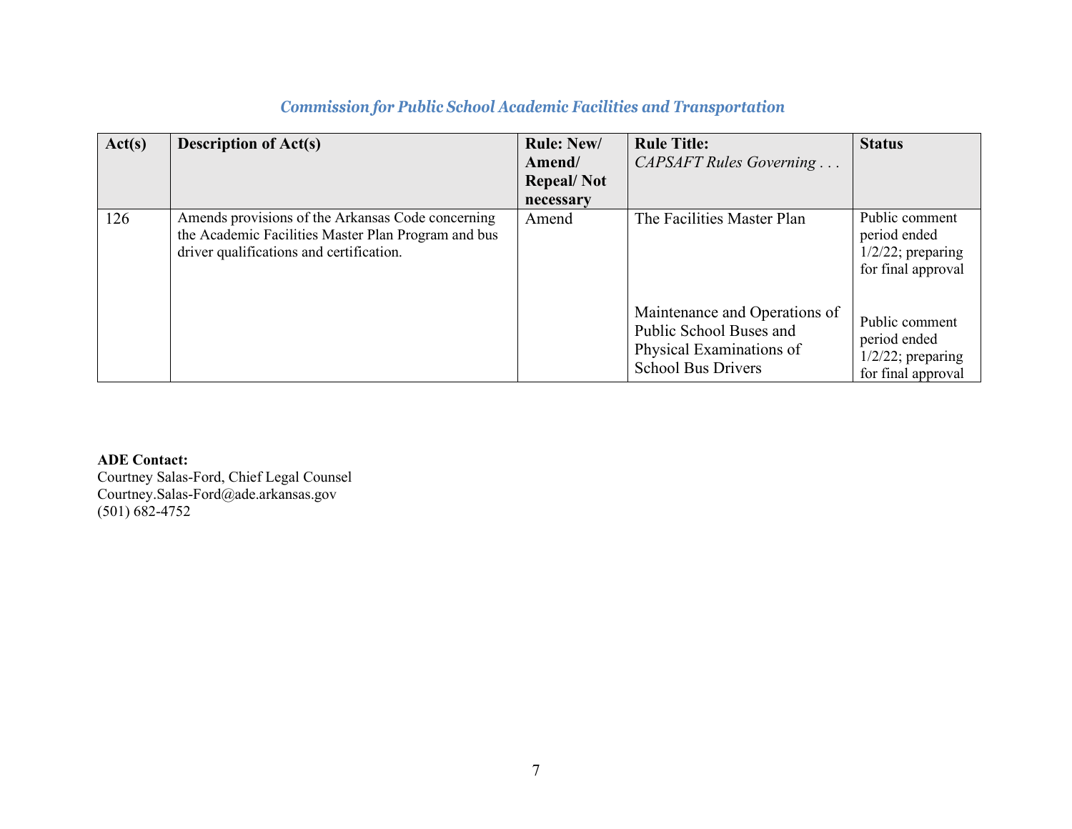### *Commission for Public School Academic Facilities and Transportation*

| Act(s) | Description of Act(s) | Rule: New/ Amend/ Repeal/ Not necessary | Rule Title: *CAPSAFT Rules Governing . . .* | Status |
|---|---|---|---|---|
| 126 | Amends provisions of the Arkansas Code concerning the Academic Facilities Master Plan Program and bus driver qualifications and certification. | Amend | The Facilities Master Plan | Public comment period ended 1/2/22; preparing for final approval |
| | | | Maintenance and Operations of Public School Buses and Physical Examinations of School Bus Drivers | Public comment period ended 1/2/22; preparing for final approval |

**ADE Contact:**
Courtney Salas-Ford, Chief Legal Counsel
Courtney.Salas-Ford@ade.arkansas.gov
(501) 682-4752